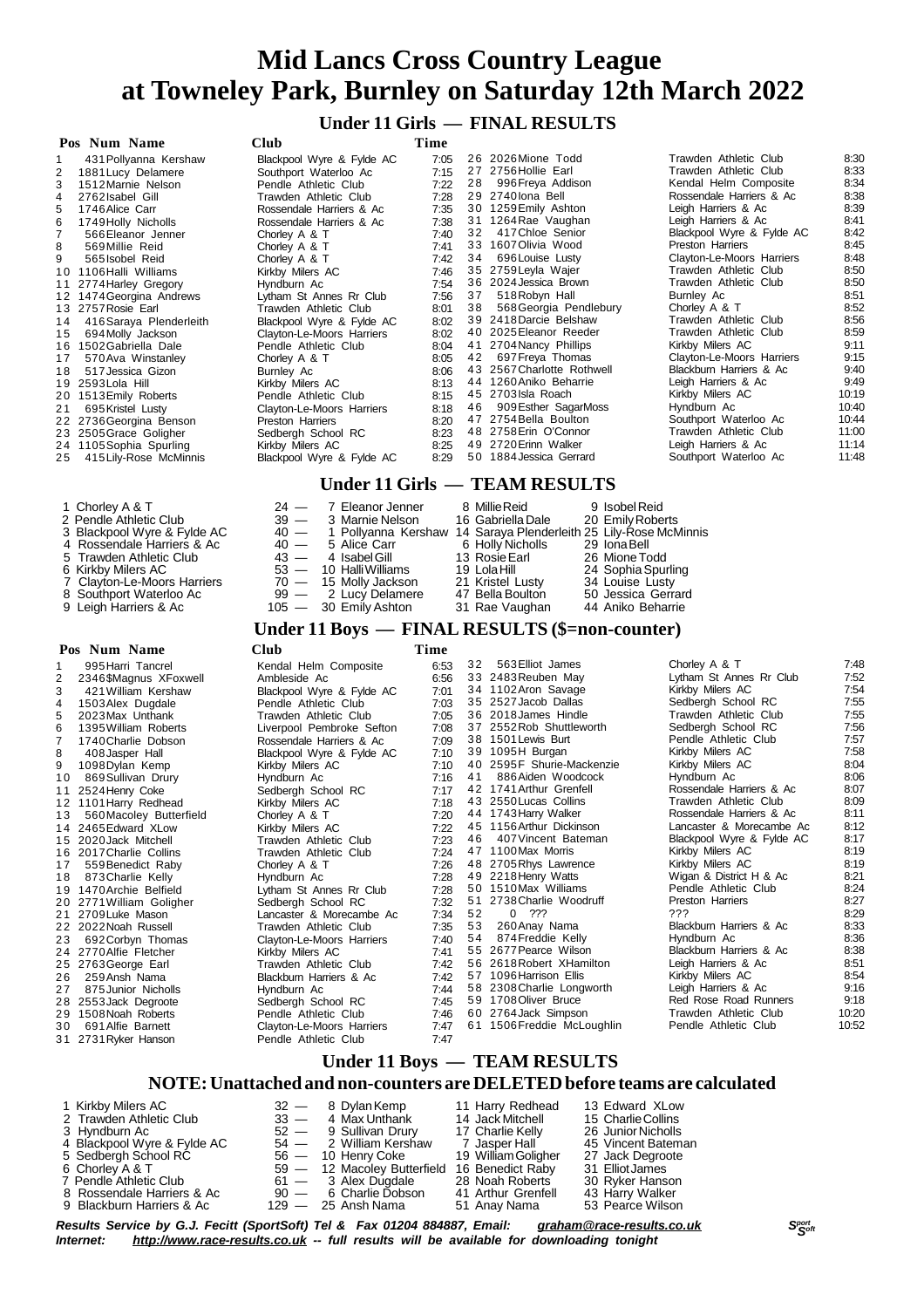# Mid Lancs Cross Country League
# at Towneley Park, Burnley on Saturday 12th March 2022

## Under 11 Girls — FINAL RESULTS

| Pos | Num | Name | Club | Time |
|---|---|---|---|---|
| 1 | 431 | Pollyanna Kershaw | Blackpool Wyre & Fylde AC | 7:05 |
| 2 | 1881 | Lucy Delamere | Southport Waterloo Ac | 7:15 |
| 3 | 1512 | Marnie Nelson | Pendle Athletic Club | 7:22 |
| 4 | 2762 | Isabel Gill | Trawden Athletic Club | 7:28 |
| 5 | 1746 | Alice Carr | Rossendale Harriers & Ac | 7:35 |
| 6 | 1749 | Holly Nicholls | Rossendale Harriers & Ac | 7:38 |
| 7 | 566 | Eleanor Jenner | Chorley A & T | 7:40 |
| 8 | 569 | Millie Reid | Chorley A & T | 7:41 |
| 9 | 565 | Isobel Reid | Chorley A & T | 7:42 |
| 10 | 1106 | Halli Williams | Kirkby Milers AC | 7:46 |
| 11 | 2774 | Harley Gregory | Hyndburn Ac | 7:54 |
| 12 | 1474 | Georgina Andrews | Lytham St Annes Rr Club | 7:56 |
| 13 | 2757 | Rosie Earl | Trawden Athletic Club | 8:01 |
| 14 | 416 | Saraya Plenderleith | Blackpool Wyre & Fylde AC | 8:02 |
| 15 | 694 | Molly Jackson | Clayton-Le-Moors Harriers | 8:02 |
| 16 | 1502 | Gabriella Dale | Pendle Athletic Club | 8:04 |
| 17 | 570 | Ava Winstanley | Chorley A & T | 8:05 |
| 18 | 517 | Jessica Gizon | Burnley Ac | 8:06 |
| 19 | 2593 | Lola Hill | Kirkby Milers AC | 8:13 |
| 20 | 1513 | Emily Roberts | Pendle Athletic Club | 8:15 |
| 21 | 695 | Kristel Lusty | Clayton-Le-Moors Harriers | 8:18 |
| 22 | 2736 | Georgina Benson | Preston Harriers | 8:20 |
| 23 | 2505 | Grace Goligher | Sedbergh School RC | 8:23 |
| 24 | 1105 | Sophia Spurling | Kirkby Milers AC | 8:25 |
| 25 | 415 | Lily-Rose McMinnis | Blackpool Wyre & Fylde AC | 8:29 |
| 26 | 2026 | Mione Todd | Trawden Athletic Club | 8:30 |
| 27 | 2756 | Hollie Earl | Trawden Athletic Club | 8:33 |
| 28 | 996 | Freya Addison | Kendal Helm Composite | 8:34 |
| 29 | 2740 | Iona Bell | Rossendale Harriers & Ac | 8:38 |
| 30 | 1259 | Emily Ashton | Leigh Harriers & Ac | 8:39 |
| 31 | 1264 | Rae Vaughan | Leigh Harriers & Ac | 8:41 |
| 32 | 417 | Chloe Senior | Blackpool Wyre & Fylde AC | 8:42 |
| 33 | 1607 | Olivia Wood | Preston Harriers | 8:45 |
| 34 | 696 | Louise Lusty | Clayton-Le-Moors Harriers | 8:48 |
| 35 | 2759 | Leyla Wajer | Trawden Athletic Club | 8:50 |
| 36 | 2024 | Jessica Brown | Trawden Athletic Club | 8:50 |
| 37 | 518 | Robyn Hall | Burnley Ac | 8:51 |
| 38 | 568 | Georgia Pendlebury | Chorley A & T | 8:52 |
| 39 | 2418 | Darcie Belshaw | Trawden Athletic Club | 8:56 |
| 40 | 2025 | Eleanor Reeder | Trawden Athletic Club | 8:59 |
| 41 | 2704 | Nancy Phillips | Kirkby Milers AC | 9:11 |
| 42 | 697 | Freya Thomas | Clayton-Le-Moors Harriers | 9:15 |
| 43 | 2567 | Charlotte Rothwell | Blackburn Harriers & Ac | 9:40 |
| 44 | 1260 | Aniko Beharrie | Leigh Harriers & Ac | 9:49 |
| 45 | 2703 | Isla Roach | Kirkby Milers AC | 10:19 |
| 46 | 909 | Esther SagarMoss | Hyndburn Ac | 10:40 |
| 47 | 2754 | Bella Boulton | Southport Waterloo Ac | 10:44 |
| 48 | 2758 | Erin O'Connor | Trawden Athletic Club | 11:00 |
| 49 | 2720 | Erinn Walker | Leigh Harriers & Ac | 11:14 |
| 50 | 1884 | Jessica Gerrard | Southport Waterloo Ac | 11:48 |

## Under 11 Girls — TEAM RESULTS

| Pos | Team | Points | 1st | 2nd | 3rd |
|---|---|---|---|---|---|
| 1 | Chorley A & T | 24 | 7 Eleanor Jenner | 8 Millie Reid | 9 Isobel Reid |
| 2 | Pendle Athletic Club | 39 | 3 Marnie Nelson | 16 Gabriella Dale | 20 Emily Roberts |
| 3 | Blackpool Wyre & Fylde AC | 40 | 1 Pollyanna Kershaw | 14 Saraya Plenderleith | 25 Lily-Rose McMinnis |
| 4 | Rossendale Harriers & Ac | 40 | 5 Alice Carr | 6 Holly Nicholls | 29 Iona Bell |
| 5 | Trawden Athletic Club | 43 | 4 Isabel Gill | 13 Rosie Earl | 26 Mione Todd |
| 6 | Kirkby Milers AC | 53 | 10 Halli Williams | 19 Lola Hill | 24 Sophia Spurling |
| 7 | Clayton-Le-Moors Harriers | 70 | 15 Molly Jackson | 21 Kristel Lusty | 34 Louise Lusty |
| 8 | Southport Waterloo Ac | 99 | 2 Lucy Delamere | 47 Bella Boulton | 50 Jessica Gerrard |
| 9 | Leigh Harriers & Ac | 105 | 30 Emily Ashton | 31 Rae Vaughan | 44 Aniko Beharrie |

## Under 11 Boys — FINAL RESULTS ($=non-counter)

| Pos | Num | Name | Club | Time |
|---|---|---|---|---|
| 1 | 995 | Harri Tancrel | Kendal Helm Composite | 6:53 |
| 2 | 2346 | $Magnus XFoxwell | Ambleside Ac | 6:56 |
| 3 | 421 | William Kershaw | Blackpool Wyre & Fylde AC | 7:01 |
| 4 | 1503 | Alex Dugdale | Pendle Athletic Club | 7:03 |
| 5 | 2023 | Max Unthank | Trawden Athletic Club | 7:05 |
| 6 | 1395 | William Roberts | Liverpool Pembroke Sefton | 7:08 |
| 7 | 1740 | Charlie Dobson | Rossendale Harriers & Ac | 7:09 |
| 8 | 408 | Jasper Hall | Blackpool Wyre & Fylde AC | 7:10 |
| 9 | 1098 | Dylan Kemp | Kirkby Milers AC | 7:10 |
| 10 | 869 | Sullivan Drury | Hyndburn Ac | 7:16 |
| 11 | 2524 | Henry Coke | Sedbergh School RC | 7:17 |
| 12 | 1101 | Harry Redhead | Kirkby Milers AC | 7:18 |
| 13 | 560 | Macoley Butterfield | Chorley A & T | 7:20 |
| 14 | 2465 | Edward XLow | Kirkby Milers AC | 7:22 |
| 15 | 2020 | Jack Mitchell | Trawden Athletic Club | 7:23 |
| 16 | 2017 | Charlie Collins | Trawden Athletic Club | 7:24 |
| 17 | 559 | Benedict Raby | Chorley A & T | 7:26 |
| 18 | 873 | Charlie Kelly | Hyndburn Ac | 7:28 |
| 19 | 1470 | Archie Belfield | Lytham St Annes Rr Club | 7:28 |
| 20 | 2771 | William Golighter | Sedbergh School RC | 7:32 |
| 21 | 2709 | Luke Mason | Lancaster & Morecambe Ac | 7:34 |
| 22 | 2022 | Noah Russell | Trawden Athletic Club | 7:35 |
| 23 | 692 | Corbyn Thomas | Clayton-Le-Moors Harriers | 7:40 |
| 24 | 2770 | Alfie Fletcher | Kirkby Milers AC | 7:41 |
| 25 | 2763 | George Earl | Trawden Athletic Club | 7:42 |
| 26 | 259 | Ansh Nama | Blackburn Harriers & Ac | 7:42 |
| 27 | 875 | Junior Nicholls | Hyndburn Ac | 7:44 |
| 28 | 2553 | Jack Degroote | Sedbergh School RC | 7:45 |
| 29 | 1508 | Noah Roberts | Pendle Athletic Club | 7:46 |
| 30 | 691 | Alfie Barnett | Clayton-Le-Moors Harriers | 7:47 |
| 31 | 2731 | Ryker Hanson | Pendle Athletic Club | 7:47 |
| 32 | 563 | Elliot James | Chorley A & T | 7:48 |
| 33 | 2483 | Reuben May | Lytham St Annes Rr Club | 7:52 |
| 34 | 1102 | Aron Savage | Kirkby Milers AC | 7:54 |
| 35 | 2527 | Jacob Dallas | Sedbergh School RC | 7:55 |
| 36 | 2018 | James Hindle | Trawden Athletic Club | 7:55 |
| 37 | 2552 | Rob Shuttleworth | Sedbergh School RC | 7:56 |
| 38 | 1501 | Lewis Burt | Pendle Athletic Club | 7:57 |
| 39 | 1095 | H Burgan | Kirkby Milers AC | 7:58 |
| 40 | 2595 | F Shurie-Mackenzie | Kirkby Milers AC | 8:04 |
| 41 | 886 | Aiden Woodcock | Hyndburn Ac | 8:06 |
| 42 | 1741 | Arthur Grenfell | Rossendale Harriers & Ac | 8:07 |
| 43 | 2550 | Lucas Collins | Trawden Athletic Club | 8:09 |
| 44 | 1743 | Harry Walker | Rossendale Harriers & Ac | 8:11 |
| 45 | 1156 | Arthur Dickinson | Lancaster & Morecambe Ac | 8:12 |
| 46 | 407 | Vincent Bateman | Blackpool Wyre & Fylde AC | 8:17 |
| 47 | 1100 | Max Morris | Kirkby Milers AC | 8:19 |
| 48 | 2705 | Rhys Lawrence | Kirkby Milers AC | 8:19 |
| 49 | 2218 | Henry Watts | Wigan & District H & Ac | 8:21 |
| 50 | 1510 | Max Williams | Pendle Athletic Club | 8:24 |
| 51 | 2738 | Charlie Woodruff | Preston Harriers | 8:27 |
| 52 | 0 | ??? | ??? | 8:29 |
| 53 | 260 | Anay Nama | Blackburn Harriers & Ac | 8:33 |
| 54 | 874 | Freddie Kelly | Hyndburn Ac | 8:36 |
| 55 | 2677 | Pearce Wilson | Blackburn Harriers & Ac | 8:38 |
| 56 | 2618 | Robert XHamilton | Leigh Harriers & Ac | 8:51 |
| 57 | 1096 | Harrison Ellis | Kirkby Milers AC | 8:54 |
| 58 | 2308 | Charlie Longworth | Leigh Harriers & Ac | 9:16 |
| 59 | 1708 | Oliver Bruce | Red Rose Road Runners | 9:18 |
| 60 | 2764 | Jack Simpson | Trawden Athletic Club | 10:20 |
| 61 | 1506 | Freddie McLoughlin | Pendle Athletic Club | 10:52 |

## Under 11 Boys — TEAM RESULTS

### NOTE: Unattached and non-counters are DELETED before teams are calculated

| Pos | Team | Points | 1st | 2nd | 3rd |
|---|---|---|---|---|---|
| 1 | Kirkby Milers AC | 32 | 8 Dylan Kemp | 11 Harry Redhead | 13 Edward XLow |
| 2 | Trawden Athletic Club | 33 | 4 Max Unthank | 14 Jack Mitchell | 15 Charlie Collins |
| 3 | Hyndburn Ac | 52 | 9 Sullivan Drury | 17 Charlie Kelly | 26 Junior Nicholls |
| 4 | Blackpool Wyre & Fylde AC | 54 | 2 William Kershaw | 7 Jasper Hall | 45 Vincent Bateman |
| 5 | Sedbergh School RC | 56 | 10 Henry Coke | 19 William Golighter | 27 Jack Degroote |
| 6 | Chorley A & T | 59 | 12 Macoley Butterfield | 16 Benedict Raby | 31 Elliot James |
| 7 | Pendle Athletic Club | 61 | 3 Alex Dugdale | 28 Noah Roberts | 30 Ryker Hanson |
| 8 | Rossendale Harriers & Ac | 90 | 6 Charlie Dobson | 41 Arthur Grenfell | 43 Harry Walker |
| 9 | Blackburn Harriers & Ac | 129 | 25 Ansh Nama | 51 Anay Nama | 53 Pearce Wilson |

*Results Service by G.J. Fecitt (SportSoft) Tel & Fax 01204 884887, Email: graham@race-results.co.uk*
*Internet: http://www.race-results.co.uk -- full results will be available for downloading tonight*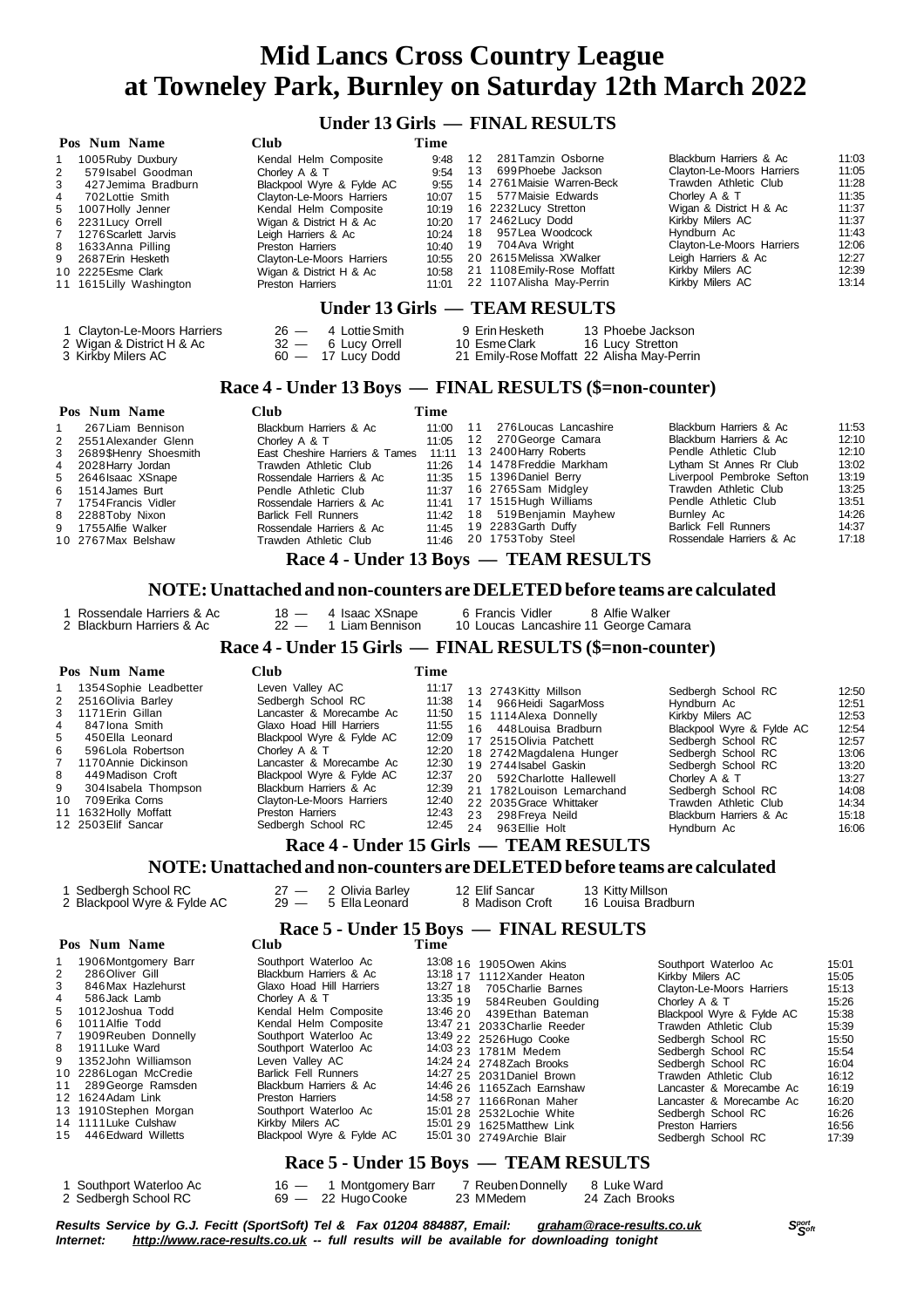# Mid Lancs Cross Country League
# at Towneley Park, Burnley on Saturday 12th March 2022

## Under 13 Girls — FINAL RESULTS

| Pos | Num | Name | Club | Time |
|---|---|---|---|---|
| 1 | 1005 | Ruby Duxbury | Kendal Helm Composite | 9:48 |
| 2 | 579 | Isabel Goodman | Chorley A & T | 9:54 |
| 3 | 427 | Jemima Bradburn | Blackpool Wyre & Fylde AC | 9:55 |
| 4 | 702 | Lottie Smith | Clayton-Le-Moors Harriers | 10:07 |
| 5 | 1007 | Holly Jenner | Kendal Helm Composite | 10:19 |
| 6 | 2231 | Lucy Orrell | Wigan & District H & Ac | 10:20 |
| 7 | 1276 | Scarlett Jarvis | Leigh Harriers & Ac | 10:24 |
| 8 | 1633 | Anna Pilling | Preston Harriers | 10:40 |
| 9 | 2687 | Erin Hesketh | Clayton-Le-Moors Harriers | 10:55 |
| 10 | 2225 | Esme Clark | Wigan & District H & Ac | 10:58 |
| 11 | 1615 | Lilly Washington | Preston Harriers | 11:01 |
| 12 | 281 | Tamzin Osborne | Blackburn Harriers & Ac | 11:03 |
| 13 | 699 | Phoebe Jackson | Clayton-Le-Moors Harriers | 11:05 |
| 14 | 2761 | Maisie Warren-Beck | Trawden Athletic Club | 11:28 |
| 15 | 577 | Maisie Edwards | Chorley A & T | 11:35 |
| 16 | 2232 | Lucy Stretton | Wigan & District H & Ac | 11:37 |
| 17 | 2462 | Lucy Dodd | Kirkby Milers AC | 11:37 |
| 18 | 957 | Lea Woodcock | Hyndburn Ac | 11:43 |
| 19 | 704 | Ava Wright | Clayton-Le-Moors Harriers | 12:06 |
| 20 | 2615 | Melissa XWalker | Leigh Harriers & Ac | 12:27 |
| 21 | 1108 | Emily-Rose Moffatt | Kirkby Milers AC | 12:39 |
| 22 | 1107 | Alisha May-Perrin | Kirkby Milers AC | 13:14 |

## Under 13 Girls — TEAM RESULTS

1 Clayton-Le-Moors Harriers 26 — 4 Lottie Smith 9 Erin Hesketh 13 Phoebe Jackson
2 Wigan & District H & Ac 32 — 6 Lucy Orrell 10 Esme Clark 16 Lucy Stretton
3 Kirkby Milers AC 60 — 17 Lucy Dodd 21 Emily-Rose Moffatt 22 Alisha May-Perrin

## Race 4 - Under 13 Boys — FINAL RESULTS ($=non-counter)

| Pos | Num | Name | Club | Time |
|---|---|---|---|---|
| 1 | 267 | Liam Bennison | Blackburn Harriers & Ac | 11:00 |
| 2 | 2551 | Alexander Glenn | Chorley A & T | 11:05 |
| 3 | 2689 | $Henry Shoesmith | East Cheshire Harriers & Tames | 11:11 |
| 4 | 2028 | Harry Jordan | Trawden Athletic Club | 11:26 |
| 5 | 2646 | Isaac XSnape | Rossendale Harriers & Ac | 11:35 |
| 6 | 1514 | James Burt | Pendle Athletic Club | 11:37 |
| 7 | 1754 | Francis Vidler | Rossendale Harriers & Ac | 11:41 |
| 8 | 2288 | Toby Nixon | Barlick Fell Runners | 11:42 |
| 9 | 1755 | Alfie Walker | Rossendale Harriers & Ac | 11:45 |
| 10 | 2767 | Max Belshaw | Trawden Athletic Club | 11:46 |
| 11 | 276 | Loucas Lancashire | Blackburn Harriers & Ac | 11:53 |
| 12 | 270 | George Camara | Blackburn Harriers & Ac | 12:10 |
| 13 | 2400 | Harry Roberts | Pendle Athletic Club | 12:10 |
| 14 | 1478 | Freddie Markham | Lytham St Annes Rr Club | 13:02 |
| 15 | 1396 | Daniel Berry | Liverpool Pembroke Sefton | 13:19 |
| 16 | 2765 | Sam Midgley | Trawden Athletic Club | 13:25 |
| 17 | 1515 | Hugh Williams | Pendle Athletic Club | 13:51 |
| 18 | 519 | Benjamin Mayhew | Burnley Ac | 14:26 |
| 19 | 2283 | Garth Duffy | Barlick Fell Runners | 14:37 |
| 20 | 1753 | Toby Steel | Rossendale Harriers & Ac | 17:18 |

## Race 4 - Under 13 Boys — TEAM RESULTS

**NOTE: Unattached and non-counters are DELETED before teams are calculated**

1 Rossendale Harriers & Ac 18 — 4 Isaac XSnape 6 Francis Vidler 8 Alfie Walker
2 Blackburn Harriers & Ac 22 — 1 Liam Bennison 10 Loucas Lancashire 11 George Camara

## Race 4 - Under 15 Girls — FINAL RESULTS ($=non-counter)

| Pos | Num | Name | Club | Time |
|---|---|---|---|---|
| 1 | 1354 | Sophie Leadbetter | Leven Valley AC | 11:17 |
| 2 | 2516 | Olivia Barley | Sedbergh School RC | 11:38 |
| 3 | 1171 | Erin Gillan | Lancaster & Morecambe Ac | 11:50 |
| 4 | 847 | Iona Smith | Glaxo Hoad Hill Harriers | 11:55 |
| 5 | 450 | Ella Leonard | Blackpool Wyre & Fylde AC | 12:09 |
| 6 | 596 | Lola Robertson | Chorley A & T | 12:20 |
| 7 | 1170 | Annie Dickinson | Lancaster & Morecambe Ac | 12:30 |
| 8 | 449 | Madison Croft | Blackpool Wyre & Fylde AC | 12:37 |
| 9 | 304 | Isabela Thompson | Blackburn Harriers & Ac | 12:39 |
| 10 | 709 | Erika Corns | Clayton-Le-Moors Harriers | 12:40 |
| 11 | 1632 | Holly Moffatt | Preston Harriers | 12:43 |
| 12 | 2503 | Elif Sancar | Sedbergh School RC | 12:45 |
| 13 | 2743 | Kitty Millson | Sedbergh School RC | 12:50 |
| 14 | 966 | Heidi SagarMoss | Hyndburn Ac | 12:51 |
| 15 | 1114 | Alexa Donnelly | Kirkby Milers AC | 12:53 |
| 16 | 448 | Louisa Bradburn | Blackpool Wyre & Fylde AC | 12:54 |
| 17 | 2515 | Olivia Patchett | Sedbergh School RC | 12:57 |
| 18 | 2742 | Magdalena Hunger | Sedbergh School RC | 13:06 |
| 19 | 2744 | Isabel Gaskin | Sedbergh School RC | 13:20 |
| 20 | 592 | Charlotte Hallewell | Chorley A & T | 13:27 |
| 21 | 1782 | Louison Lemarchand | Sedbergh School RC | 14:08 |
| 22 | 2035 | Grace Whittaker | Trawden Athletic Club | 14:34 |
| 23 | 298 | Freya Neild | Blackburn Harriers & Ac | 15:18 |
| 24 | 963 | Ellie Holt | Hyndburn Ac | 16:06 |

## Race 4 - Under 15 Girls — TEAM RESULTS

**NOTE: Unattached and non-counters are DELETED before teams are calculated**

1 Sedbergh School RC 27 — 2 Olivia Barley 12 Elif Sancar 13 Kitty Millson
2 Blackpool Wyre & Fylde AC 29 — 5 Ella Leonard 8 Madison Croft 16 Louisa Bradburn

## Race 5 - Under 15 Boys — FINAL RESULTS

| Pos | Num | Name | Club | Time |
|---|---|---|---|---|
| 1 | 1906 | Montgomery Barr | Southport Waterloo Ac | 13:08 |
| 2 | 286 | Oliver Gill | Blackburn Harriers & Ac | 13:18 |
| 3 | 846 | Max Hazlehurst | Glaxo Hoad Hill Harriers | 13:27 |
| 4 | 586 | Jack Lamb | Chorley A & T | 13:35 |
| 5 | 1012 | Joshua Todd | Kendal Helm Composite | 13:46 |
| 6 | 1011 | Alfie Todd | Kendal Helm Composite | 13:47 |
| 7 | 1909 | Reuben Donnelly | Southport Waterloo Ac | 13:49 |
| 8 | 1911 | Luke Ward | Southport Waterloo Ac | 14:03 |
| 9 | 1352 | John Williamson | Leven Valley AC | 14:24 |
| 10 | 2286 | Logan McCredie | Barlick Fell Runners | 14:27 |
| 11 | 289 | George Ramsden | Blackburn Harriers & Ac | 14:46 |
| 12 | 1624 | Adam Link | Preston Harriers | 14:58 |
| 13 | 1910 | Stephen Morgan | Southport Waterloo Ac | 15:01 |
| 14 | 1111 | Luke Culshaw | Kirkby Milers AC | 15:01 |
| 15 | 446 | Edward Willetts | Blackpool Wyre & Fylde AC | 15:01 |
| 16 | 1905 | Owen Akins | Southport Waterloo Ac | 15:01 |
| 17 | 1112 | Xander Heaton | Kirkby Milers AC | 15:05 |
| 18 | 705 | Charlie Barnes | Clayton-Le-Moors Harriers | 15:13 |
| 19 | 584 | Reuben Goulding | Chorley A & T | 15:26 |
| 20 | 439 | Ethan Bateman | Blackpool Wyre & Fylde AC | 15:38 |
| 21 | 2033 | Charlie Reeder | Trawden Athletic Club | 15:39 |
| 22 | 2526 | Hugo Cooke | Sedbergh School RC | 15:50 |
| 23 | 1781 | M Medem | Sedbergh School RC | 15:54 |
| 24 | 2748 | Zach Brooks | Sedbergh School RC | 16:04 |
| 25 | 2031 | Daniel Brown | Trawden Athletic Club | 16:12 |
| 26 | 1165 | Zach Earnshaw | Lancaster & Morecambe Ac | 16:19 |
| 27 | 1166 | Ronan Maher | Lancaster & Morecambe Ac | 16:20 |
| 28 | 2532 | Lochie White | Sedbergh School RC | 16:26 |
| 29 | 1625 | Matthew Link | Preston Harriers | 16:56 |
| 30 | 2749 | Archie Blair | Sedbergh School RC | 17:39 |

## Race 5 - Under 15 Boys — TEAM RESULTS

1 Southport Waterloo Ac 16 — 1 Montgomery Barr 7 Reuben Donnelly 8 Luke Ward
2 Sedbergh School RC 69 — 22 Hugo Cooke 23 M Medem 24 Zach Brooks

*Results Service by G.J. Fecitt (SportSoft) Tel & Fax 01204 884887, Email: graham@race-results.co.uk*
*Internet: http://www.race-results.co.uk -- full results will be available for downloading tonight*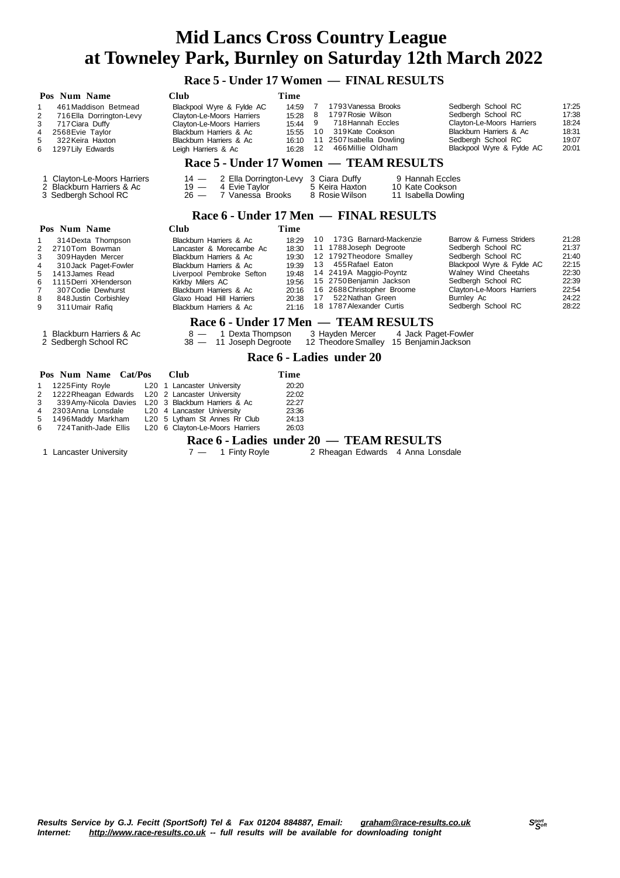# Mid Lancs Cross Country League
# at Towneley Park, Burnley on Saturday 12th March 2022

## Race 5 - Under 17 Women — FINAL RESULTS

| Pos | Num | Name | Club | Time |
|---|---|---|---|---|
| 1 | 461 | Maddison Betmead | Blackpool Wyre & Fylde AC | 14:59 |
| 2 | 716 | Ella Dorrington-Levy | Clayton-Le-Moors Harriers | 15:28 |
| 3 | 717 | Ciara Duffy | Clayton-Le-Moors Harriers | 15:44 |
| 4 | 2568 | Evie Taylor | Blackburn Harriers & Ac | 15:55 |
| 5 | 322 | Keira Haxton | Blackburn Harriers & Ac | 16:10 |
| 6 | 1297 | Lily Edwards | Leigh Harriers & Ac | 16:28 |
| 7 | 1793 | Vanessa Brooks | Sedbergh School RC | 17:25 |
| 8 | 1797 | Rosie Wilson | Sedbergh School RC | 17:38 |
| 9 | 718 | Hannah Eccles | Clayton-Le-Moors Harriers | 18:24 |
| 10 | 319 | Kate Cookson | Blackburn Harriers & Ac | 18:31 |
| 11 | 2507 | Isabella Dowling | Sedbergh School RC | 19:07 |
| 12 | 466 | Millie Oldham | Blackpool Wyre & Fylde AC | 20:01 |

## Race 5 - Under 17 Women — TEAM RESULTS

1 Clayton-Le-Moors Harriers 14 — 2 Ella Dorrington-Levy 3 Ciara Duffy 9 Hannah Eccles
2 Blackburn Harriers & Ac 19 — 4 Evie Taylor 5 Keira Haxton 10 Kate Cookson
3 Sedbergh School RC 26 — 7 Vanessa Brooks 8 Rosie Wilson 11 Isabella Dowling

## Race 6 - Under 17 Men — FINAL RESULTS

| Pos | Num | Name | Club | Time |
|---|---|---|---|---|
| 1 | 314 | Dexta Thompson | Blackburn Harriers & Ac | 18:29 |
| 2 | 2710 | Tom Bowman | Lancaster & Morecambe Ac | 18:30 |
| 3 | 309 | Hayden Mercer | Blackburn Harriers & Ac | 19:30 |
| 4 | 310 | Jack Paget-Fowler | Blackburn Harriers & Ac | 19:39 |
| 5 | 1413 | James Read | Liverpool Pembroke Sefton | 19:48 |
| 6 | 1115 | Derri XHenderson | Kirkby Milers AC | 19:56 |
| 7 | 307 | Codie Dewhurst | Blackburn Harriers & Ac | 20:16 |
| 8 | 848 | Justin Corbishley | Glaxo Hoad Hill Harriers | 20:38 |
| 9 | 311 | Umair Rafiq | Blackburn Harriers & Ac | 21:16 |
| 10 | 173 | G Barnard-Mackenzie | Barrow & Furness Striders | 21:28 |
| 11 | 1788 | Joseph Degroote | Sedbergh School RC | 21:37 |
| 12 | 1792 | Theodore Smalley | Sedbergh School RC | 21:40 |
| 13 | 455 | Rafael Eaton | Blackpool Wyre & Fylde AC | 22:15 |
| 14 | 2419 | A Maggio-Poyntz | Walney Wind Cheetahs | 22:30 |
| 15 | 2750 | Benjamin Jackson | Sedbergh School RC | 22:39 |
| 16 | 2688 | Christopher Broome | Clayton-Le-Moors Harriers | 22:54 |
| 17 | 522 | Nathan Green | Burnley Ac | 24:22 |
| 18 | 1787 | Alexander Curtis | Sedbergh School RC | 28:22 |

## Race 6 - Under 17 Men — TEAM RESULTS

1 Blackburn Harriers & Ac 8 — 1 Dexta Thompson 3 Hayden Mercer 4 Jack Paget-Fowler
2 Sedbergh School RC 38 — 11 Joseph Degroote 12 Theodore Smalley 15 Benjamin Jackson

## Race 6 - Ladies under 20

| Pos | Num | Name | Cat/Pos | Club | Time |
|---|---|---|---|---|---|
| 1 | 1225 | Finty Royle | L20 1 | Lancaster University | 20:20 |
| 2 | 1222 | Rheagan Edwards | L20 2 | Lancaster University | 22:02 |
| 3 | 339 | Amy-Nicola Davies | L20 3 | Blackburn Harriers & Ac | 22:27 |
| 4 | 2303 | Anna Lonsdale | L20 4 | Lancaster University | 23:36 |
| 5 | 1496 | Maddy Markham | L20 5 | Lytham St Annes Rr Club | 24:13 |
| 6 | 724 | Tanith-Jade Ellis | L20 6 | Clayton-Le-Moors Harriers | 26:03 |

## Race 6 - Ladies under 20 — TEAM RESULTS

1 Lancaster University 7 — 1 Finty Royle 2 Rheagan Edwards 4 Anna Lonsdale

***Results Service by G.J. Fecitt (SportSoft) Tel & Fax 01204 884887, Email: graham@race-results.co.uk***
***Internet: http://www.race-results.co.uk -- full results will be available for downloading tonight***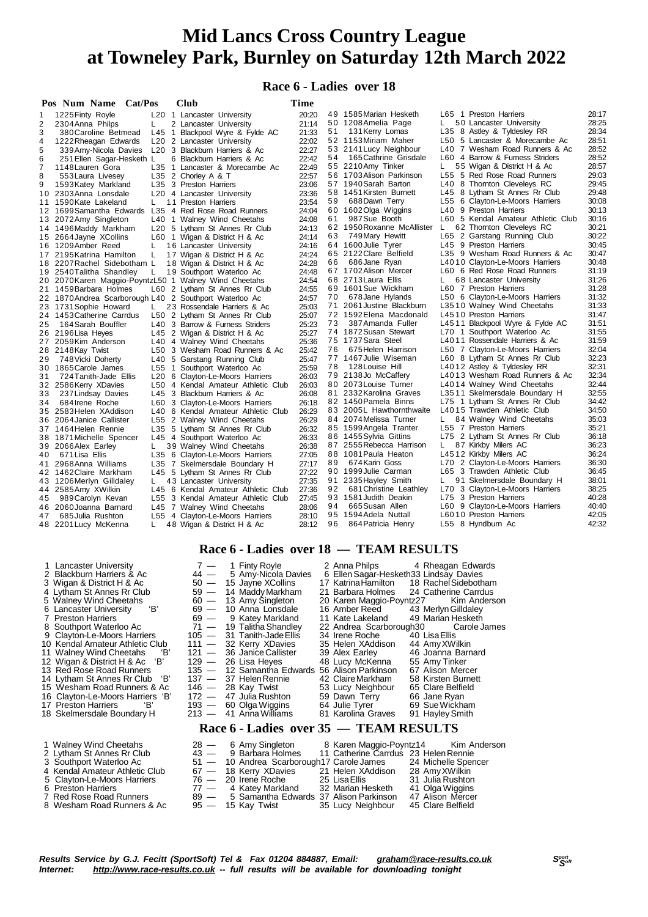# Mid Lancs Cross Country League
# at Towneley Park, Burnley on Saturday 12th March 2022

## Race 6 - Ladies over 18

| Pos | Num | Name | Cat/Pos | Club | Time |
|---|---|---|---|---|---|
| 1 | 1225 | Finty Royle | L20 1 | Lancaster University | 20:20 |
| 2 | 2304 | Anna Philps | L 2 | Lancaster University | 21:14 |
| 3 | 380 | Caroline Betmead | L45 1 | Blackpool Wyre & Fylde AC | 21:33 |
| 4 | 1222 | Rheagan Edwards | L20 2 | Lancaster University | 22:02 |
| 5 | 339 | Amy-Nicola Davies | L20 3 | Blackburn Harriers & Ac | 22:27 |
| 6 | 251 | Ellen Sagar-Hesketh | L 6 | Blackburn Harriers & Ac | 22:42 |
| 7 | 1148 | Lauren Gora | L35 1 | Lancaster & Morecambe Ac | 22:49 |
| 8 | 553 | Laura Livesey | L35 2 | Chorley A & T | 22:57 |
| 9 | 1593 | Katey Markland | L35 3 | Preston Harriers | 23:06 |
| 10 | 2303 | Anna Lonsdale | L20 4 | Lancaster University | 23:36 |
| 11 | 1590 | Kate Lakeland | L 11 | Preston Harriers | 23:54 |
| 12 | 1699 | Samantha Edwards | L35 4 | Red Rose Road Runners | 24:04 |
| 13 | 2072 | Amy Singleton | L40 1 | Walney Wind Cheetahs | 24:08 |
| 14 | 1496 | Maddy Markham | L20 5 | Lytham St Annes Rr Club | 24:13 |
| 15 | 2664 | Jayne XCollins | L60 1 | Wigan & District H & Ac | 24:14 |
| 16 | 1209 | Amber Reed | L 16 | Lancaster University | 24:16 |
| 17 | 2195 | Katrina Hamilton | L 17 | Wigan & District H & Ac | 24:24 |
| 18 | 2207 | Rachel Sidebotham | L 18 | Wigan & District H & Ac | 24:28 |
| 19 | 2540 | Talitha Shandley | L 19 | Southport Waterloo Ac | 24:48 |
| 20 | 2070 | Karen Maggio-Poyntz | L50 1 | Walney Wind Cheetahs | 24:54 |
| 21 | 1459 | Barbara Holmes | L60 2 | Lytham St Annes Rr Club | 24:55 |
| 22 | 1870 | Andrea Scarborough | L40 2 | Southport Waterloo Ac | 24:57 |
| 23 | 1731 | Sophie Howard | L 23 | Rossendale Harriers & Ac | 25:03 |
| 24 | 1453 | Catherine Carrdus | L50 2 | Lytham St Annes Rr Club | 25:07 |
| 25 | 164 | Sarah Bouffler | L40 3 | Barrow & Furness Striders | 25:23 |
| 26 | 2196 | Lisa Heyes | L45 2 | Wigan & District H & Ac | 25:27 |
| 27 | 2059 | Kim Anderson | L40 4 | Walney Wind Cheetahs | 25:36 |
| 28 | 2148 | Kay Twist | L50 3 | Wesham Road Runners & Ac | 25:42 |
| 29 | 748 | Vicki Doherty | L40 5 | Garstang Running Club | 25:47 |
| 30 | 1865 | Carole James | L55 1 | Southport Waterloo Ac | 25:59 |
| 31 | 724 | Tanith-Jade Ellis | L20 6 | Clayton-Le-Moors Harriers | 26:03 |
| 32 | 2586 | Kerry XDavies | L50 4 | Kendal Amateur Athletic Club | 26:03 |
| 33 | 237 | Lindsay Davies | L45 3 | Blackburn Harriers & Ac | 26:08 |
| 34 | 684 | Irene Roche | L60 3 | Clayton-Le-Moors Harriers | 26:18 |
| 35 | 2583 | Helen XAddison | L40 6 | Kendal Amateur Athletic Club | 26:29 |
| 36 | 2064 | Janice Callister | L55 2 | Walney Wind Cheetahs | 26:29 |
| 37 | 1464 | Helen Rennie | L35 5 | Lytham St Annes Rr Club | 26:32 |
| 38 | 1871 | Michelle Spencer | L45 4 | Southport Waterloo Ac | 26:33 |
| 39 | 2066 | Alex Earley | L 39 | Walney Wind Cheetahs | 26:38 |
| 40 | 671 | Lisa Ellis | L35 6 | Clayton-Le-Moors Harriers | 27:05 |
| 41 | 2968 | Anna Williams | L35 7 | Skelmersdale Boundary H | 27:17 |
| 42 | 1462 | Claire Markham | L45 5 | Lytham St Annes Rr Club | 27:22 |
| 43 | 1206 | Merlyn Gilldaley | L 43 | Lancaster University | 27:35 |
| 44 | 2585 | Amy XWilkin | L45 6 | Kendal Amateur Athletic Club | 27:36 |
| 45 | 989 | Carolyn Kevan | L55 3 | Kendal Amateur Athletic Club | 27:45 |
| 46 | 2060 | Joanna Barnard | L45 7 | Walney Wind Cheetahs | 28:06 |
| 47 | 685 | Julia Rushton | L55 4 | Clayton-Le-Moors Harriers | 28:10 |
| 48 | 2201 | Lucy McKenna | L 48 | Wigan & District H & Ac | 28:12 |
| 49 | 1585 | Marian Hesketh | L65 1 | Preston Harriers | 28:17 |
| 50 | 1208 | Amelia Page | L 50 | Lancaster University | 28:25 |
| 51 | 131 | Kerry Lomas | L35 8 | Astley & Tyldesley RR | 28:34 |
| 52 | 1153 | Miriam Maher | L50 5 | Lancaster & Morecambe Ac | 28:51 |
| 53 | 2141 | Lucy Neighbour | L40 7 | Wesham Road Runners & Ac | 28:52 |
| 54 | 165 | Cathrine Grisdale | L60 4 | Barrow & Furness Striders | 28:52 |
| 55 | 2210 | Amy Tinker | L 55 | Wigan & District H & Ac | 28:57 |
| 56 | 1703 | Alison Parkinson | L55 5 | Red Rose Road Runners | 29:03 |
| 57 | 1940 | Sarah Barton | L40 8 | Thornton Cleveleys RC | 29:45 |
| 58 | 1451 | Kirsten Burnett | L45 8 | Lytham St Annes Rr Club | 29:48 |
| 59 | 688 | Dawn Terry | L55 6 | Clayton-Le-Moors Harriers | 30:08 |
| 60 | 1602 | Olga Wiggins | L40 9 | Preston Harriers | 30:13 |
| 61 | 987 | Sue Booth | L60 5 | Kendal Amateur Athletic Club | 30:16 |
| 62 | 1950 | Roxanne McAllister | L 62 | Thornton Cleveleys RC | 30:21 |
| 63 | 749 | Mary Hewitt | L65 2 | Garstang Running Club | 30:22 |
| 64 | 1600 | Julie Tyrer | L45 9 | Preston Harriers | 30:45 |
| 65 | 2122 | Clare Belfield | L35 9 | Wesham Road Runners & Ac | 30:47 |
| 66 | 686 | Jane Ryan | L40 10 | Clayton-Le-Moors Harriers | 30:48 |
| 67 | 1702 | Alison Mercer | L60 6 | Red Rose Road Runners | 31:19 |
| 68 | 2713 | Laura Ellis | L 68 | Lancaster University | 31:26 |
| 69 | 1601 | Sue Wickham | L60 7 | Preston Harriers | 31:28 |
| 70 | 678 | Jane Hylands | L50 6 | Clayton-Le-Moors Harriers | 31:32 |
| 71 | 2061 | Justine Blackburn | L35 10 | Walney Wind Cheetahs | 31:33 |
| 72 | 1592 | Elena Macdonald | L45 10 | Preston Harriers | 31:47 |
| 73 | 387 | Amanda Fuller | L45 11 | Blackpool Wyre & Fylde AC | 31:51 |
| 74 | 1872 | Susan Stewart | L70 1 | Southport Waterloo Ac | 31:55 |
| 75 | 1737 | Sara Steel | L40 11 | Rossendale Harriers & Ac | 31:59 |
| 76 | 675 | Helen Harrison | L50 7 | Clayton-Le-Moors Harriers | 32:04 |
| 77 | 1467 | Julie Wiseman | L60 8 | Lytham St Annes Rr Club | 32:23 |
| 78 | 128 | Louise Hill | L40 12 | Astley & Tyldesley RR | 32:31 |
| 79 | 2138 | Jo McCaffery | L40 13 | Wesham Road Runners & Ac | 32:34 |
| 80 | 2073 | Louise Turner | L40 14 | Walney Wind Cheetahs | 32:44 |
| 81 | 2332 | Karolina Graves | L35 11 | Skelmersdale Boundary H | 32:55 |
| 82 | 1450 | Pamela Binns | L75 1 | Lytham St Annes Rr Club | 34:42 |
| 83 | 2005 | L. Hawthornthwaite | L40 15 | Trawden Athletic Club | 34:50 |
| 84 | 2074 | Melissa Turner | L 84 | Walney Wind Cheetahs | 35:03 |
| 85 | 1599 | Angela Tranter | L55 7 | Preston Harriers | 35:21 |
| 86 | 1455 | Sylvia Gittins | L75 2 | Lytham St Annes Rr Club | 36:18 |
| 87 | 2555 | Rebecca Harrison | L 87 | Kirkby Milers AC | 36:23 |
| 88 | 1081 | Paula Heaton | L45 12 | Kirkby Milers AC | 36:24 |
| 89 | 674 | Karin Goss | L70 2 | Clayton-Le-Moors Harriers | 36:30 |
| 90 | 1999 | Julie Carman | L65 3 | Trawden Athletic Club | 36:45 |
| 91 | 2335 | Hayley Smith | L 91 | Skelmersdale Boundary H | 38:01 |
| 92 | 681 | Christine Leathley | L70 3 | Clayton-Le-Moors Harriers | 38:25 |
| 93 | 1581 | Judith Deakin | L75 3 | Preston Harriers | 40:28 |
| 94 | 665 | Susan Allen | L60 9 | Clayton-Le-Moors Harriers | 40:40 |
| 95 | 1594 | Adela Nuttall | L60 10 | Preston Harriers | 42:05 |
| 96 | 864 | Patricia Henry | L55 8 | Hyndburn Ac | 42:32 |

## Race 6 - Ladies over 18 — TEAM RESULTS

| Pos | Team | Points | 1st | 2nd | 3rd |
|---|---|---|---|---|---|
| 1 | Lancaster University | 7 | 1 Finty Royle | 2 Anna Philps | 4 Rheagan Edwards |
| 2 | Blackburn Harriers & Ac | 44 | 5 Amy-Nicola Davies | 6 Ellen Sagar-Hesketh | 33 Lindsay Davies |
| 3 | Wigan & District H & Ac | 50 | 15 Jayne XCollins | 17 Katrina Hamilton | 18 Rachel Sidebotham |
| 4 | Lytham St Annes Rr Club | 59 | 14 Maddy Markham | 21 Barbara Holmes | 24 Catherine Carrdus |
| 5 | Walney Wind Cheetahs | 60 | 13 Amy Singleton | 20 Karen Maggio-Poyntz | 27 Kim Anderson |
| 6 | Lancaster University 'B' | 69 | 10 Anna Lonsdale | 16 Amber Reed | 43 Merlyn Gilldaley |
| 7 | Preston Harriers | 69 | 9 Katey Markland | 11 Kate Lakeland | 49 Marian Hesketh |
| 8 | Southport Waterloo Ac | 71 | 19 Talitha Shandley | 22 Andrea Scarborough | 30 Carole James |
| 9 | Clayton-Le-Moors Harriers | 105 | 31 Tanith-Jade Ellis | 34 Irene Roche | 40 Lisa Ellis |
| 10 | Kendal Amateur Athletic Club | 111 | 32 Kerry XDavies | 35 Helen XAddison | 44 Amy XWilkin |
| 11 | Walney Wind Cheetahs 'B' | 121 | 36 Janice Callister | 39 Alex Earley | 46 Joanna Barnard |
| 12 | Wigan & District H & Ac 'B' | 129 | 26 Lisa Heyes | 48 Lucy McKenna | 55 Amy Tinker |
| 13 | Red Rose Road Runners | 135 | 12 Samantha Edwards | 56 Alison Parkinson | 67 Alison Mercer |
| 14 | Lytham St Annes Rr Club 'B' | 137 | 37 Helen Rennie | 42 Claire Markham | 58 Kirsten Burnett |
| 15 | Wesham Road Runners & Ac | 146 | 28 Kay Twist | 53 Lucy Neighbour | 65 Clare Belfield |
| 16 | Clayton-Le-Moors Harriers 'B' | 172 | 47 Julia Rushton | 59 Dawn Terry | 66 Jane Ryan |
| 17 | Preston Harriers 'B' | 193 | 60 Olga Wiggins | 64 Julie Tyrer | 69 Sue Wickham |
| 18 | Skelmersdale Boundary H | 213 | 41 Anna Williams | 81 Karolina Graves | 91 Hayley Smith |

## Race 6 - Ladies over 35 — TEAM RESULTS

| Pos | Team | Points | 1st | 2nd | 3rd |
|---|---|---|---|---|---|
| 1 | Walney Wind Cheetahs | 28 | 6 Amy Singleton | 8 Karen Maggio-Poyntz | 14 Kim Anderson |
| 2 | Lytham St Annes Rr Club | 43 | 9 Barbara Holmes | 11 Catherine Carrdus | 23 Helen Rennie |
| 3 | Southport Waterloo Ac | 51 | 10 Andrea Scarborough | 17 Carole James | 24 Michelle Spencer |
| 4 | Kendal Amateur Athletic Club | 67 | 18 Kerry XDavies | 21 Helen XAddison | 28 Amy XWilkin |
| 5 | Clayton-Le-Moors Harriers | 76 | 20 Irene Roche | 25 Lisa Ellis | 31 Julia Rushton |
| 6 | Preston Harriers | 77 | 4 Katey Markland | 32 Marian Hesketh | 41 Olga Wiggins |
| 7 | Red Rose Road Runners | 89 | 5 Samantha Edwards | 37 Alison Parkinson | 47 Alison Mercer |
| 8 | Wesham Road Runners & Ac | 95 | 15 Kay Twist | 35 Lucy Neighbour | 45 Clare Belfield |

*Results Service by G.J. Fecitt (SportSoft) Tel & Fax 01204 884887, Email: graham@race-results.co.uk*
*Internet: http://www.race-results.co.uk -- full results will be available for downloading tonight*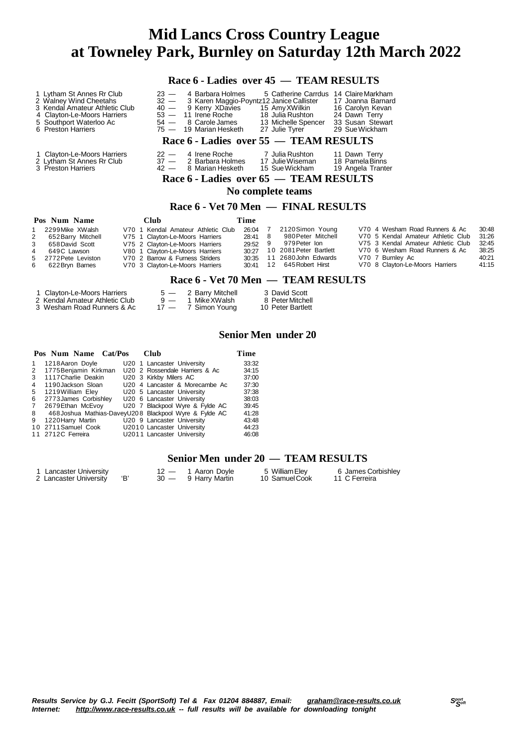# Mid Lancs Cross Country League
# at Towneley Park, Burnley on Saturday 12th March 2022

## Race 6 - Ladies over 45 — TEAM RESULTS

| Pos | Club | Pts | | | |
|---|---|---|---|---|---|
| 1 | Lytham St Annes Rr Club | 23 — | 4 Barbara Holmes | 5 Catherine Carrdus | 14 Claire Markham |
| 2 | Walney Wind Cheetahs | 32 — | 3 Karen Maggio-Poyntz | 12 Janice Callister | 17 Joanna Barnard |
| 3 | Kendal Amateur Athletic Club | 40 — | 9 Kerry XDavies | 15 Amy XWilkin | 16 Carolyn Kevan |
| 4 | Clayton-Le-Moors Harriers | 53 — | 11 Irene Roche | 18 Julia Rushton | 24 Dawn Terry |
| 5 | Southport Waterloo Ac | 54 — | 8 Carole James | 13 Michelle Spencer | 33 Susan Stewart |
| 6 | Preston Harriers | 75 — | 19 Marian Hesketh | 27 Julie Tyrer | 29 Sue Wickham |

## Race 6 - Ladies over 55 — TEAM RESULTS

| Pos | Club | Pts | | | |
|---|---|---|---|---|---|
| 1 | Clayton-Le-Moors Harriers | 22 — | 4 Irene Roche | 7 Julia Rushton | 11 Dawn Terry |
| 2 | Lytham St Annes Rr Club | 37 — | 2 Barbara Holmes | 17 Julie Wiseman | 18 Pamela Binns |
| 3 | Preston Harriers | 42 — | 8 Marian Hesketh | 15 Sue Wickham | 19 Angela Tranter |

## Race 6 - Ladies over 65 — TEAM RESULTS

No complete teams

## Race 6 - Vet 70 Men — FINAL RESULTS

| Pos | Num | Name | Cat/Pos | Club | Time |
|---|---|---|---|---|---|
| 1 | 2299 | Mike XWalsh | V70 1 | Kendal Amateur Athletic Club | 26:04 |
| 2 | 652 | Barry Mitchell | V75 1 | Clayton-Le-Moors Harriers | 28:41 |
| 3 | 658 | David Scott | V75 2 | Clayton-Le-Moors Harriers | 29:52 |
| 4 | 649 | C Lawson | V80 1 | Clayton-Le-Moors Harriers | 30:27 |
| 5 | 2772 | Pete Leviston | V70 2 | Barrow & Furness Striders | 30:35 |
| 6 | 622 | Bryn Barnes | V70 3 | Clayton-Le-Moors Harriers | 30:41 |
| 7 | 2120 | Simon Young | V70 4 | Wesham Road Runners & Ac | 30:48 |
| 8 | 980 | Peter Mitchell | V70 5 | Kendal Amateur Athletic Club | 31:26 |
| 9 | 979 | Peter Ion | V75 3 | Kendal Amateur Athletic Club | 32:45 |
| 10 | 2081 | Peter Bartlett | V70 6 | Wesham Road Runners & Ac | 38:25 |
| 11 | 2680 | John Edwards | V70 7 | Burnley Ac | 40:21 |
| 12 | 645 | Robert Hirst | V70 8 | Clayton-Le-Moors Harriers | 41:15 |

## Race 6 - Vet 70 Men — TEAM RESULTS

| Pos | Club | Pts | | |
|---|---|---|---|---|
| 1 | Clayton-Le-Moors Harriers | 5 — | 2 Barry Mitchell | 3 David Scott |
| 2 | Kendal Amateur Athletic Club | 9 — | 1 Mike XWalsh | 8 Peter Mitchell |
| 3 | Wesham Road Runners & Ac | 17 — | 7 Simon Young | 10 Peter Bartlett |

## Senior Men under 20

| Pos | Num | Name | Cat/Pos | Club | Time |
|---|---|---|---|---|---|
| 1 | 1218 | Aaron Doyle | U20 1 | Lancaster University | 33:32 |
| 2 | 1775 | Benjamin Kirkman | U20 2 | Rossendale Harriers & Ac | 34:15 |
| 3 | 1117 | Charlie Deakin | U20 3 | Kirkby Milers AC | 37:00 |
| 4 | 1190 | Jackson Sloan | U20 4 | Lancaster & Morecambe Ac | 37:30 |
| 5 | 1219 | William Eley | U20 5 | Lancaster University | 37:38 |
| 6 | 2773 | James Corbishley | U20 6 | Lancaster University | 38:03 |
| 7 | 2679 | Ethan McEvoy | U20 7 | Blackpool Wyre & Fylde AC | 39:45 |
| 8 | 468 | Joshua Mathias-Davey | U20 8 | Blackpool Wyre & Fylde AC | 41:28 |
| 9 | 1220 | Harry Martin | U20 9 | Lancaster University | 43:48 |
| 10 | 2711 | Samuel Cook | U20 10 | Lancaster University | 44:23 |
| 11 | 2712 | C Ferreira | U20 11 | Lancaster University | 46:08 |

## Senior Men under 20 — TEAM RESULTS

| Pos | Club | Pts | | | |
|---|---|---|---|---|---|
| 1 | Lancaster University | 12 — | 1 Aaron Doyle | 5 William Eley | 6 James Corbishley |
| 2 | Lancaster University 'B' | 30 — | 9 Harry Martin | 10 Samuel Cook | 11 C Ferreira |

*Results Service by G.J. Fecitt (SportSoft) Tel & Fax 01204 884887, Email: graham@race-results.co.uk*
*Internet: http://www.race-results.co.uk -- full results will be available for downloading tonight*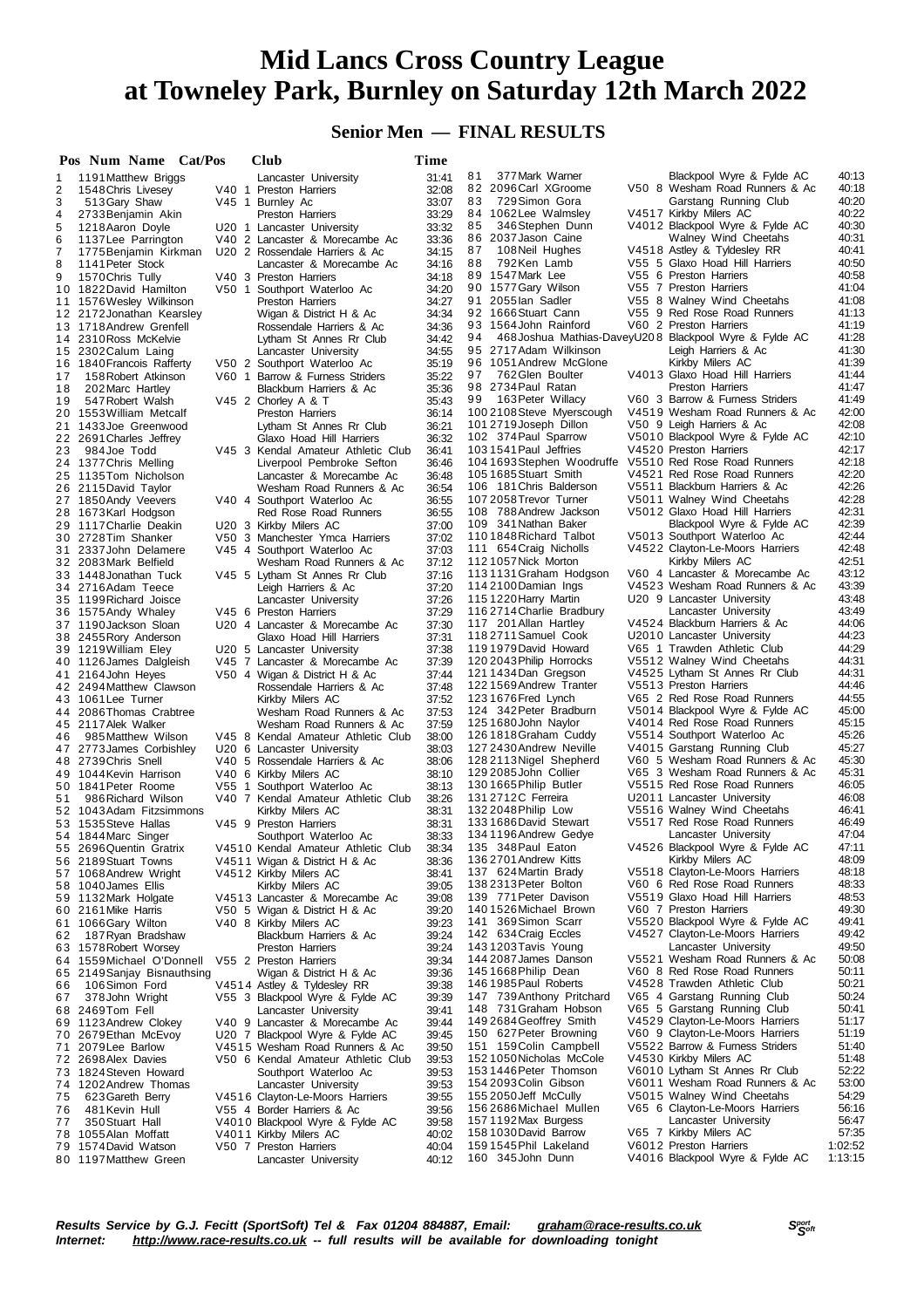# Mid Lancs Cross Country League at Towneley Park, Burnley on Saturday 12th March 2022

## Senior Men — FINAL RESULTS

| Pos | Num | Name | Cat/Pos | Club | Time |
|---|---|---|---|---|---|
| 1 | 1191 | Matthew Briggs | | Lancaster University | 31:41 |
| 2 | 1548 | Chris Livesey | V40 1 | Preston Harriers | 32:08 |
| 3 | 513 | Gary Shaw | V45 1 | Burnley Ac | 33:07 |
| 4 | 2733 | Benjamin Akin | | Preston Harriers | 33:29 |
| 5 | 1218 | Aaron Doyle | U20 1 | Lancaster University | 33:32 |
| 6 | 1137 | Lee Parrington | V40 2 | Lancaster & Morecambe Ac | 33:36 |
| 7 | 1775 | Benjamin Kirkman | U20 2 | Rossendale Harriers & Ac | 34:15 |
| 8 | 1141 | Peter Stock | | Lancaster & Morecambe Ac | 34:16 |
| 9 | 1570 | Chris Tully | V40 3 | Preston Harriers | 34:18 |
| 10 | 1822 | David Hamilton | V50 1 | Southport Waterloo Ac | 34:20 |
| 11 | 1576 | Wesley Wilkinson | | Preston Harriers | 34:27 |
| 12 | 2172 | Jonathan Kearsley | | Wigan & District H & Ac | 34:34 |
| 13 | 1718 | Andrew Grenfell | | Rossendale Harriers & Ac | 34:36 |
| 14 | 2310 | Ross McKelvie | | Lytham St Annes Rr Club | 34:42 |
| 15 | 2302 | Calum Laing | | Lancaster University | 34:55 |
| 16 | 1840 | Francois Rafferty | V50 2 | Southport Waterloo Ac | 35:19 |
| 17 | 158 | Robert Atkinson | V60 1 | Barrow & Furness Striders | 35:22 |
| 18 | 202 | Marc Hartley | | Blackburn Harriers & Ac | 35:36 |
| 19 | 547 | Robert Walsh | V45 2 | Chorley A & T | 35:43 |
| 20 | 1553 | William Metcalf | | Preston Harriers | 36:14 |
| 21 | 1433 | Joe Greenwood | | Lytham St Annes Rr Club | 36:21 |
| 22 | 2691 | Charles Jeffrey | | Glaxo Hoad Hill Harriers | 36:32 |
| 23 | 984 | Joe Todd | V45 3 | Kendal Amateur Athletic Club | 36:41 |
| 24 | 1377 | Chris Melling | | Liverpool Pembroke Sefton | 36:46 |
| 25 | 1135 | Tom Nicholson | | Lancaster & Morecambe Ac | 36:48 |
| 26 | 2115 | David Taylor | | Wesham Road Runners & Ac | 36:54 |
| 27 | 1850 | Andy Veevers | V40 4 | Southport Waterloo Ac | 36:55 |
| 28 | 1673 | Karl Hodgson | | Red Rose Road Runners | 36:55 |
| 29 | 1117 | Charlie Deakin | U20 3 | Kirkby Milers AC | 37:00 |
| 30 | 2728 | Tim Shanker | V50 3 | Manchester Ymca Harriers | 37:02 |
| 31 | 2337 | John Delamere | V45 4 | Southport Waterloo Ac | 37:03 |
| 32 | 2083 | Mark Belfield | | Wesham Road Runners & Ac | 37:12 |
| 33 | 1448 | Jonathan Tuck | V45 5 | Lytham St Annes Rr Club | 37:16 |
| 34 | 2716 | Adam Teece | | Leigh Harriers & Ac | 37:20 |
| 35 | 1199 | Richard Joisce | | Lancaster University | 37:26 |
| 36 | 1575 | Andy Whaley | V45 6 | Preston Harriers | 37:29 |
| 37 | 1190 | Jackson Sloan | U20 4 | Lancaster & Morecambe Ac | 37:30 |
| 38 | 2455 | Rory Anderson | | Glaxo Hoad Hill Harriers | 37:31 |
| 39 | 1219 | William Eley | U20 5 | Lancaster University | 37:38 |
| 40 | 1126 | James Dalgleish | V45 7 | Lancaster & Morecambe Ac | 37:39 |
| 41 | 2164 | John Heyes | V50 4 | Wigan & District H & Ac | 37:44 |
| 42 | 2494 | Matthew Clawson | | Rossendale Harriers & Ac | 37:48 |
| 43 | 1061 | Lee Turner | | Kirkby Milers AC | 37:52 |
| 44 | 2086 | Thomas Crabtree | | Wesham Road Runners & Ac | 37:53 |
| 45 | 2117 | Alek Walker | | Wesham Road Runners & Ac | 37:59 |
| 46 | 985 | Matthew Wilson | V45 8 | Kendal Amateur Athletic Club | 38:00 |
| 47 | 2773 | James Corbishley | U20 6 | Lancaster University | 38:03 |
| 48 | 2739 | Chris Snell | V40 5 | Rossendale Harriers & Ac | 38:06 |
| 49 | 1044 | Kevin Harrison | V40 6 | Kirkby Milers AC | 38:10 |
| 50 | 1841 | Peter Roome | V55 1 | Southport Waterloo Ac | 38:13 |
| 51 | 986 | Richard Wilson | V40 7 | Kendal Amateur Athletic Club | 38:26 |
| 52 | 1043 | Adam Fitzsimmons | | Kirkby Milers AC | 38:31 |
| 53 | 1535 | Steve Hallas | V45 9 | Preston Harriers | 38:31 |
| 54 | 1844 | Marc Singer | | Southport Waterloo Ac | 38:33 |
| 55 | 2696 | Quentin Gratrix | V4510 | Kendal Amateur Athletic Club | 38:34 |
| 56 | 2189 | Stuart Towns | V4511 | Wigan & District H & Ac | 38:36 |
| 57 | 1068 | Andrew Wright | V4512 | Kirkby Milers AC | 38:41 |
| 58 | 1040 | James Ellis | | Kirkby Milers AC | 39:05 |
| 59 | 1132 | Mark Holgate | V4513 | Lancaster & Morecambe Ac | 39:08 |
| 60 | 2161 | Mike Harris | V50 5 | Wigan & District H & Ac | 39:20 |
| 61 | 1066 | Gary Wilton | V40 8 | Kirkby Milers AC | 39:23 |
| 62 | 187 | Ryan Bradshaw | | Blackburn Harriers & Ac | 39:24 |
| 63 | 1578 | Robert Worsey | | Preston Harriers | 39:24 |
| 64 | 1559 | Michael O'Donnell | V55 2 | Preston Harriers | 39:34 |
| 65 | 2149 | Sanjay Bisnauthsing | | Wigan & District H & Ac | 39:36 |
| 66 | 106 | Simon Ford | V4514 | Astley & Tyldesley RR | 39:38 |
| 67 | 378 | John Wright | V55 3 | Blackpool Wyre & Fylde AC | 39:39 |
| 68 | 2469 | Tom Fell | | Lancaster University | 39:41 |
| 69 | 1123 | Andrew Clokey | V40 9 | Lancaster & Morecambe Ac | 39:44 |
| 70 | 2679 | Ethan McEvoy | U20 7 | Blackpool Wyre & Fylde AC | 39:45 |
| 71 | 2079 | Lee Barlow | V4515 | Wesham Road Runners & Ac | 39:50 |
| 72 | 2698 | Alex Davies | V50 6 | Kendal Amateur Athletic Club | 39:53 |
| 73 | 1824 | Steven Howard | | Southport Waterloo Ac | 39:53 |
| 74 | 1202 | Andrew Thomas | | Lancaster University | 39:53 |
| 75 | 623 | Gareth Berry | V4516 | Clayton-Le-Moors Harriers | 39:55 |
| 76 | 481 | Kevin Hull | V55 4 | Border Harriers & Ac | 39:56 |
| 77 | 350 | Stuart Hall | V4010 | Blackpool Wyre & Fylde AC | 39:58 |
| 78 | 1055 | Alan Moffatt | V4011 | Kirkby Milers AC | 40:02 |
| 79 | 1574 | David Watson | V50 7 | Preston Harriers | 40:04 |
| 80 | 1197 | Matthew Green | | Lancaster University | 40:12 |
| 81 | 377 | Mark Warner | | Blackpool Wyre & Fylde AC | 40:13 |
| 82 | 2096 | Carl XGroome | V50 8 | Wesham Road Runners & Ac | 40:18 |
| 83 | 729 | Simon Gora | | Garstang Running Club | 40:20 |
| 84 | 1062 | Lee Walmsley | V4517 | Kirkby Milers AC | 40:22 |
| 85 | 346 | Stephen Dunn | V4012 | Blackpool Wyre & Fylde AC | 40:30 |
| 86 | 2037 | Jason Caine | | Walney Wind Cheetahs | 40:31 |
| 87 | 108 | Neil Hughes | V4518 | Astley & Tyldesley RR | 40:41 |
| 88 | 792 | Ken Lamb | V55 5 | Glaxo Hoad Hill Harriers | 40:50 |
| 89 | 1547 | Mark Lee | V55 6 | Preston Harriers | 40:58 |
| 90 | 1577 | Gary Wilson | V55 7 | Preston Harriers | 41:04 |
| 91 | 2055 | Ian Sadler | V55 8 | Walney Wind Cheetahs | 41:08 |
| 92 | 1666 | Stuart Cann | V55 9 | Red Rose Road Runners | 41:13 |
| 93 | 1564 | John Rainford | V60 2 | Preston Harriers | 41:19 |
| 94 | 468 | Joshua Mathias-Davey | U20 8 | Blackpool Wyre & Fylde AC | 41:28 |
| 95 | 2717 | Adam Wilkinson | | Leigh Harriers & Ac | 41:30 |
| 96 | 1051 | Andrew McGlone | | Kirkby Milers AC | 41:39 |
| 97 | 762 | Glen Boulter | V4013 | Glaxo Hoad Hill Harriers | 41:44 |
| 98 | 2734 | Paul Ratan | | Preston Harriers | 41:47 |
| 99 | 163 | Peter Willacy | V60 3 | Barrow & Furness Striders | 41:49 |
| 100 | 2108 | Steve Myerscough | V4519 | Wesham Road Runners & Ac | 42:00 |
| 101 | 2719 | Joseph Dillon | V50 9 | Leigh Harriers & Ac | 42:08 |
| 102 | 374 | Paul Sparrow | V5010 | Blackpool Wyre & Fylde AC | 42:10 |
| 103 | 1541 | Paul Jeffries | V4520 | Preston Harriers | 42:17 |
| 104 | 1693 | Stephen Woodruffe | V5510 | Red Rose Road Runners | 42:18 |
| 105 | 1685 | Stuart Smith | V4521 | Red Rose Road Runners | 42:20 |
| 106 | 181 | Chris Balderson | V5511 | Blackburn Harriers & Ac | 42:26 |
| 107 | 2058 | Trevor Turner | V5011 | Walney Wind Cheetahs | 42:28 |
| 108 | 788 | Andrew Jackson | V5012 | Glaxo Hoad Hill Harriers | 42:31 |
| 109 | 341 | Nathan Baker | | Blackpool Wyre & Fylde AC | 42:39 |
| 110 | 1848 | Richard Talbot | V5013 | Southport Waterloo Ac | 42:44 |
| 111 | 654 | Craig Nicholls | V4522 | Clayton-Le-Moors Harriers | 42:48 |
| 112 | 1057 | Nick Morton | | Kirkby Milers AC | 42:51 |
| 113 | 1131 | Graham Hodgson | V60 4 | Lancaster & Morecambe Ac | 43:12 |
| 114 | 2100 | Damian Ings | V4523 | Wesham Road Runners & Ac | 43:39 |
| 115 | 1220 | Harry Martin | U20 9 | Lancaster University | 43:48 |
| 116 | 2714 | Charlie Bradbury | | Lancaster University | 43:49 |
| 117 | 201 | Allan Hartley | V4524 | Blackburn Harriers & Ac | 44:06 |
| 118 | 2711 | Samuel Cook | U2010 | Lancaster University | 44:23 |
| 119 | 1979 | David Howard | V65 1 | Trawden Athletic Club | 44:29 |
| 120 | 2043 | Philip Horrocks | V5512 | Walney Wind Cheetahs | 44:31 |
| 121 | 1434 | Dan Gregson | V4525 | Lytham St Annes Rr Club | 44:31 |
| 122 | 1569 | Andrew Tranter | V5513 | Preston Harriers | 44:46 |
| 123 | 1676 | Fred Lynch | V65 2 | Red Rose Road Runners | 44:55 |
| 124 | 342 | Peter Bradburn | V5014 | Blackpool Wyre & Fylde AC | 45:00 |
| 125 | 1680 | John Naylor | V4014 | Red Rose Road Runners | 45:15 |
| 126 | 1818 | Graham Cuddy | V5514 | Southport Waterloo Ac | 45:26 |
| 127 | 2430 | Andrew Neville | V4015 | Garstang Running Club | 45:27 |
| 128 | 2113 | Nigel Shepherd | V60 5 | Wesham Road Runners & Ac | 45:30 |
| 129 | 2085 | John Collier | V65 3 | Wesham Road Runners & Ac | 45:31 |
| 130 | 1665 | Philip Butler | V5515 | Red Rose Road Runners | 46:05 |
| 131 | 2712 | C Ferreira | U2011 | Lancaster University | 46:08 |
| 132 | 2048 | Philip Low | V5516 | Walney Wind Cheetahs | 46:41 |
| 133 | 1686 | David Stewart | V5517 | Red Rose Road Runners | 46:49 |
| 134 | 1196 | Andrew Gedye | | Lancaster University | 47:04 |
| 135 | 348 | Paul Eaton | V4526 | Blackpool Wyre & Fylde AC | 47:11 |
| 136 | 2701 | Andrew Kitts | | Kirkby Milers AC | 48:09 |
| 137 | 624 | Martin Brady | V5518 | Clayton-Le-Moors Harriers | 48:18 |
| 138 | 2313 | Peter Bolton | V60 6 | Red Rose Road Runners | 48:33 |
| 139 | 771 | Peter Davison | V5519 | Glaxo Hoad Hill Harriers | 48:53 |
| 140 | 1526 | Michael Brown | V60 7 | Preston Harriers | 49:30 |
| 141 | 369 | Simon Scarr | V5520 | Blackpool Wyre & Fylde AC | 49:41 |
| 142 | 634 | Craig Eccles | V4527 | Clayton-Le-Moors Harriers | 49:42 |
| 143 | 1203 | Tavis Young | | Lancaster University | 49:50 |
| 144 | 2087 | James Danson | V5521 | Wesham Road Runners & Ac | 50:08 |
| 145 | 1668 | Philip Dean | V60 8 | Red Rose Road Runners | 50:11 |
| 146 | 1985 | Paul Roberts | V4528 | Trawden Athletic Club | 50:21 |
| 147 | 739 | Anthony Pritchard | V65 4 | Garstang Running Club | 50:24 |
| 148 | 731 | Graham Hobson | V65 5 | Garstang Running Club | 50:41 |
| 149 | 2684 | Geoffrey Smith | V4529 | Clayton-Le-Moors Harriers | 51:17 |
| 150 | 627 | Peter Browning | V60 9 | Clayton-Le-Moors Harriers | 51:19 |
| 151 | 159 | Colin Campbell | V5522 | Barrow & Furness Striders | 51:40 |
| 152 | 1050 | Nicholas McCole | V4530 | Kirkby Milers AC | 51:48 |
| 153 | 1446 | Peter Thomson | V6010 | Lytham St Annes Rr Club | 52:22 |
| 154 | 2093 | Colin Gibson | V6011 | Wesham Road Runners & Ac | 53:00 |
| 155 | 2050 | Jeff McCully | V5015 | Walney Wind Cheetahs | 54:29 |
| 156 | 2686 | Michael Mullen | V65 6 | Clayton-Le-Moors Harriers | 56:16 |
| 157 | 1192 | Max Burgess | | Lancaster University | 56:47 |
| 158 | 1030 | David Barrow | V65 7 | Kirkby Milers AC | 57:35 |
| 159 | 1545 | Phil Lakeland | V6012 | Preston Harriers | 1:02:52 |
| 160 | 345 | John Dunn | V4016 | Blackpool Wyre & Fylde AC | 1:13:15 |

*Results Service by G.J. Fecitt (SportSoft) Tel & Fax 01204 884887, Email: graham@race-results.co.uk*
*Internet: http://www.race-results.co.uk -- full results will be available for downloading tonight*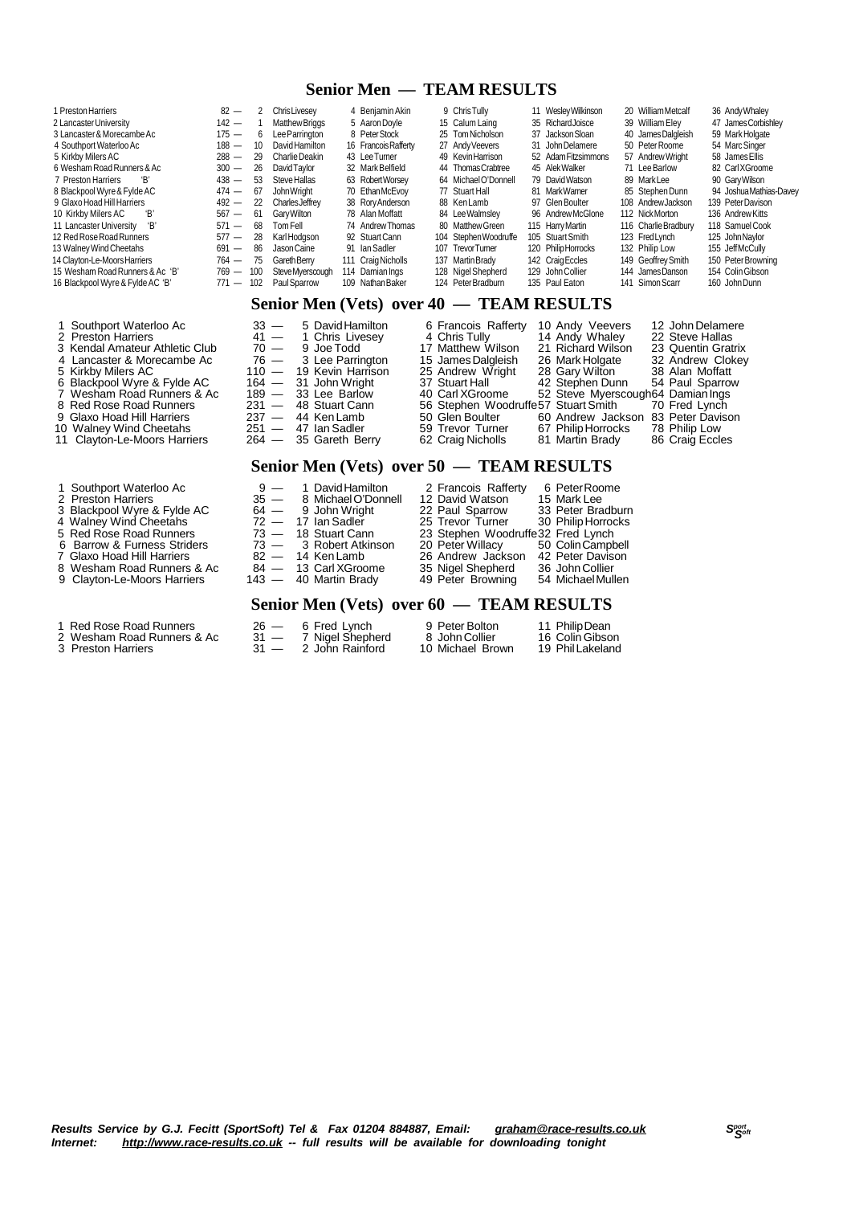## Senior Men — TEAM RESULTS

| | | | | | | | | |
|---|---|---|---|---|---|---|---|---|
| 1 Preston Harriers | 82 — | 2 Chris Livesey | 4 Benjamin Akin | 9 Chris Tully | 11 Wesley Wilkinson | 20 William Metcalf | 36 Andy Whaley |
| 2 Lancaster University | 142 — | 1 Matthew Briggs | 5 Aaron Doyle | 15 Calum Laing | 35 Richard Joisce | 39 William Eley | 47 James Corbishley |
| 3 Lancaster & Morecambe Ac | 175 — | 6 Lee Parrington | 8 Peter Stock | 25 Tom Nicholson | 37 Jackson Sloan | 40 James Dalgleish | 59 Mark Holgate |
| 4 Southport Waterloo Ac | 188 — | 10 David Hamilton | 16 Francois Rafferty | 27 Andy Veevers | 31 John Delamere | 50 Peter Roome | 54 Marc Singer |
| 5 Kirkby Milers AC | 288 — | 29 Charlie Deakin | 43 Lee Turner | 49 Kevin Harrison | 52 Adam Fitzsimmons | 57 Andrew Wright | 58 James Ellis |
| 6 Wesham Road Runners & Ac | 300 — | 26 David Taylor | 32 Mark Belfield | 44 Thomas Crabtree | 45 Alek Walker | 71 Lee Barlow | 82 Carl XGroome |
| 7 Preston Harriers 'B' | 438 — | 53 Steve Hallas | 63 Robert Worsey | 64 Michael O'Donnell | 79 David Watson | 89 Mark Lee | 90 Gary Wilson |
| 8 Blackpool Wyre & Fylde AC | 474 — | 67 John Wright | 70 Ethan McEvoy | 77 Stuart Hall | 81 Mark Warner | 85 Stephen Dunn | 94 Joshua Mathias-Davey |
| 9 Glaxo Hoad Hill Harriers | 492 — | 22 Charles Jeffrey | 38 Rory Anderson | 88 Ken Lamb | 97 Glen Boulter | 108 Andrew Jackson | 139 Peter Davison |
| 10 Kirkby Milers AC 'B' | 567 — | 61 Gary Wilton | 78 Alan Moffatt | 84 Lee Walmsley | 96 Andrew McGlone | 112 Nick Morton | 136 Andrew Kitts |
| 11 Lancaster University 'B' | 571 — | 68 Tom Fell | 74 Andrew Thomas | 80 Matthew Green | 115 Harry Martin | 116 Charlie Bradbury | 118 Samuel Cook |
| 12 Red Rose Road Runners | 577 — | 28 Karl Hodgson | 92 Stuart Cann | 104 Stephen Woodruffe | 105 Stuart Smith | 123 Fred Lynch | 125 John Naylor |
| 13 Walney Wind Cheetahs | 691 — | 86 Jason Caine | 91 Ian Sadler | 107 Trevor Turner | 120 Philip Horrocks | 132 Philip Low | 155 Jeff McCully |
| 14 Clayton-Le-Moors Harriers | 764 — | 75 Gareth Berry | 111 Craig Nicholls | 137 Martin Brady | 142 Craig Eccles | 149 Geoffrey Smith | 150 Peter Browning |
| 15 Wesham Road Runners & Ac 'B' | 769 — | 100 Steve Myerscough | 114 Damian Ings | 128 Nigel Shepherd | 129 John Collier | 144 James Danson | 154 Colin Gibson |
| 16 Blackpool Wyre & Fylde AC 'B' | 771 — | 102 Paul Sparrow | 109 Nathan Baker | 124 Peter Bradburn | 135 Paul Eaton | 141 Simon Scarr | 160 John Dunn |

## Senior Men (Vets) over 40 — TEAM RESULTS

| | | | | | |
|---|---|---|---|---|---|
| 1 Southport Waterloo Ac | 33 — | 5 David Hamilton | 6 Francois Rafferty | 10 Andy Veevers | 12 John Delamere |
| 2 Preston Harriers | 41 — | 1 Chris Livesey | 4 Chris Tully | 14 Andy Whaley | 22 Steve Hallas |
| 3 Kendal Amateur Athletic Club | 70 — | 9 Joe Todd | 17 Matthew Wilson | 21 Richard Wilson | 23 Quentin Gratrix |
| 4 Lancaster & Morecambe Ac | 76 — | 3 Lee Parrington | 15 James Dalgleish | 26 Mark Holgate | 32 Andrew Clokey |
| 5 Kirkby Milers AC | 110 — | 19 Kevin Harrison | 25 Andrew Wright | 28 Gary Wilton | 38 Alan Moffatt |
| 6 Blackpool Wyre & Fylde AC | 164 — | 31 John Wright | 37 Stuart Hall | 42 Stephen Dunn | 54 Paul Sparrow |
| 7 Wesham Road Runners & Ac | 189 — | 33 Lee Barlow | 40 Carl XGroome | 52 Steve Myerscough | 64 Damian Ings |
| 8 Red Rose Road Runners | 231 — | 48 Stuart Cann | 56 Stephen Woodruffe | 57 Stuart Smith | 70 Fred Lynch |
| 9 Glaxo Hoad Hill Harriers | 237 — | 44 Ken Lamb | 50 Glen Boulter | 60 Andrew Jackson | 83 Peter Davison |
| 10 Walney Wind Cheetahs | 251 — | 47 Ian Sadler | 59 Trevor Turner | 67 Philip Horrocks | 78 Philip Low |
| 11 Clayton-Le-Moors Harriers | 264 — | 35 Gareth Berry | 62 Craig Nicholls | 81 Martin Brady | 86 Craig Eccles |

## Senior Men (Vets) over 50 — TEAM RESULTS

| | | | | |
|---|---|---|---|---|
| 1 Southport Waterloo Ac | 9 — | 1 David Hamilton | 2 Francois Rafferty | 6 Peter Roome |
| 2 Preston Harriers | 35 — | 8 Michael O'Donnell | 12 David Watson | 15 Mark Lee |
| 3 Blackpool Wyre & Fylde AC | 64 — | 9 John Wright | 22 Paul Sparrow | 33 Peter Bradburn |
| 4 Walney Wind Cheetahs | 72 — | 17 Ian Sadler | 25 Trevor Turner | 30 Philip Horrocks |
| 5 Red Rose Road Runners | 73 — | 18 Stuart Cann | 23 Stephen Woodruffe | 32 Fred Lynch |
| 6 Barrow & Furness Striders | 73 — | 3 Robert Atkinson | 20 Peter Willacy | 50 Colin Campbell |
| 7 Glaxo Hoad Hill Harriers | 82 — | 14 Ken Lamb | 26 Andrew Jackson | 42 Peter Davison |
| 8 Wesham Road Runners & Ac | 84 — | 13 Carl XGroome | 35 Nigel Shepherd | 36 John Collier |
| 9 Clayton-Le-Moors Harriers | 143 — | 40 Martin Brady | 49 Peter Browning | 54 Michael Mullen |

## Senior Men (Vets) over 60 — TEAM RESULTS

| | | | | |
|---|---|---|---|---|
| 1 Red Rose Road Runners | 26 — | 6 Fred Lynch | 9 Peter Bolton | 11 Philip Dean |
| 2 Wesham Road Runners & Ac | 31 — | 7 Nigel Shepherd | 8 John Collier | 16 Colin Gibson |
| 3 Preston Harriers | 31 — | 2 John Rainford | 10 Michael Brown | 19 Phil Lakeland |

*Results Service by G.J. Fecitt (SportSoft) Tel & Fax 01204 884887, Email: graham@race-results.co.uk*
*Internet: http://www.race-results.co.uk -- full results will be available for downloading tonight*